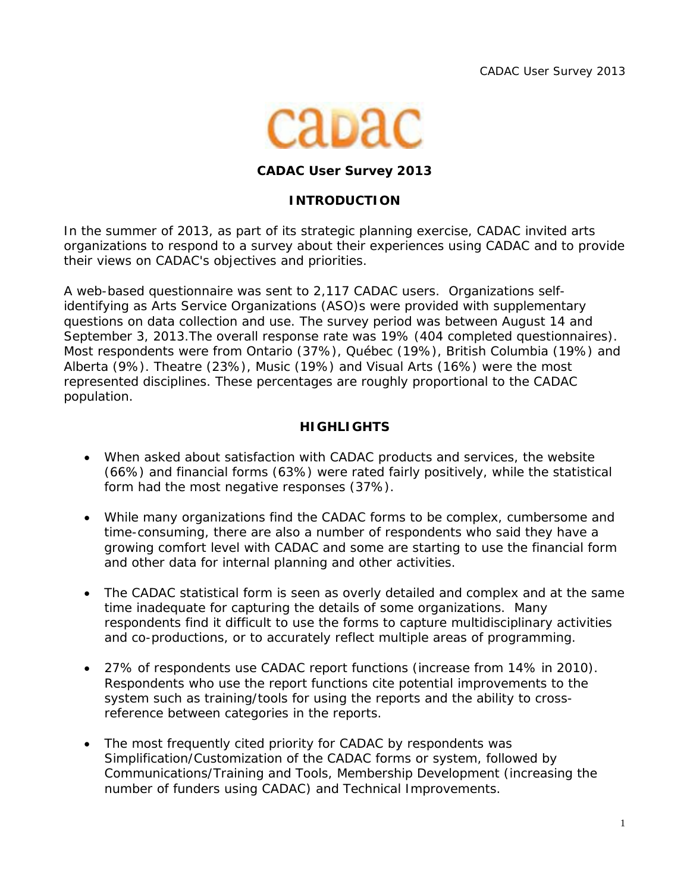# CADAC User Survey 2013

## INTRODUCTION

In the summer of 2013, as part of its strategic planning exercise, CADAC invited arts organizations to respond to a survey about their experiences using CADAC and to provide their views on CADAC's objectives and priorities.

A web-based questionnaire was sent to 2,117 CADAC users. Organizations self-identifying as Arts Service Organizations (ASO)s were provided with supplementary questions on data collection and use. The survey period was between August 14 and September 3, 2013.The overall response rate was 19% (404 completed questionnaires). Most respondents were from Ontario (37%), Québec (19%), British Columbia (19%) and Alberta (9%). Theatre (23%), Music (19%) and Visual Arts (16%) were the most represented disciplines. These percentages are roughly proportional to the CADAC population.

## HIGHLIGHTS

- When asked about satisfaction with CADAC products and services, the website (66%) and financial forms (63%) were rated fairly positively, while the statistical form had the most negative responses (37%).

- While many organizations find the CADAC forms to be complex, cumbersome and time-consuming, there are also a number of respondents who said they have a growing comfort level with CADAC and some are starting to use the financial form and other data for internal planning and other activities.

- The CADAC statistical form is seen as overly detailed and complex and at the same time inadequate for capturing the details of some organizations. Many respondents find it difficult to use the forms to capture multidisciplinary activities and co-productions, or to accurately reflect multiple areas of programming.

- 27% of respondents use CADAC report functions (increase from 14% in 2010). Respondents who use the report functions cite potential improvements to the system such as training/tools for using the reports and the ability to cross-reference between categories in the reports.

- The most frequently cited priority for CADAC by respondents was Simplification/Customization of the CADAC forms or system, followed by Communications/Training and Tools, Membership Development (increasing the number of funders using CADAC) and Technical Improvements.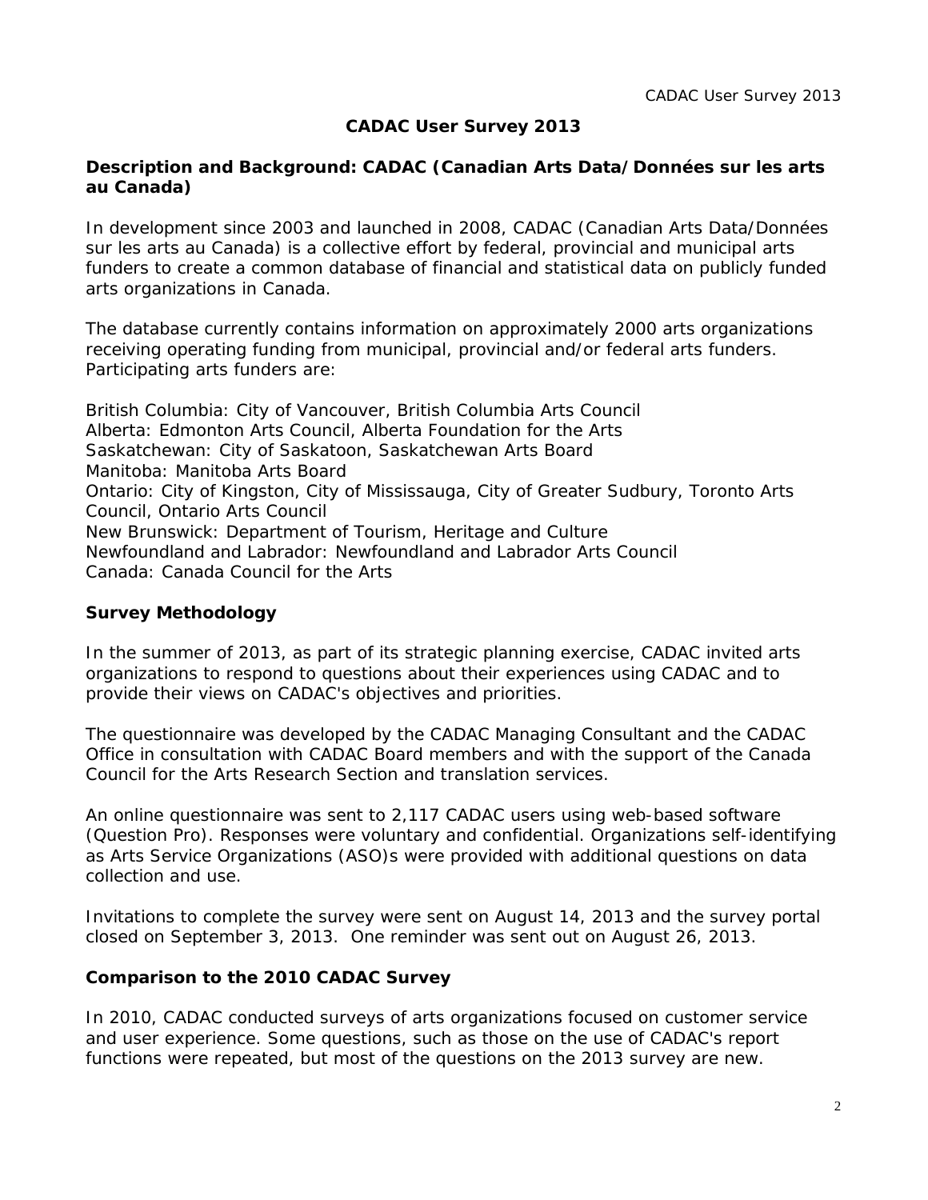# CADAC User Survey 2013

## Description and Background: CADAC (Canadian Arts Data/Données sur les arts au Canada)

In development since 2003 and launched in 2008, CADAC (Canadian Arts Data/Données sur les arts au Canada) is a collective effort by federal, provincial and municipal arts funders to create a common database of financial and statistical data on publicly funded arts organizations in Canada.

The database currently contains information on approximately 2000 arts organizations receiving operating funding from municipal, provincial and/or federal arts funders. Participating arts funders are:

British Columbia: City of Vancouver, British Columbia Arts Council
Alberta: Edmonton Arts Council, Alberta Foundation for the Arts
Saskatchewan: City of Saskatoon, Saskatchewan Arts Board
Manitoba: Manitoba Arts Board
Ontario: City of Kingston, City of Mississauga, City of Greater Sudbury, Toronto Arts Council, Ontario Arts Council
New Brunswick: Department of Tourism, Heritage and Culture
Newfoundland and Labrador: Newfoundland and Labrador Arts Council
Canada: Canada Council for the Arts

## Survey Methodology

In the summer of 2013, as part of its strategic planning exercise, CADAC invited arts organizations to respond to questions about their experiences using CADAC and to provide their views on CADAC's objectives and priorities.

The questionnaire was developed by the CADAC Managing Consultant and the CADAC Office in consultation with CADAC Board members and with the support of the Canada Council for the Arts Research Section and translation services.

An online questionnaire was sent to 2,117 CADAC users using web-based software (Question Pro). Responses were voluntary and confidential. Organizations self-identifying as Arts Service Organizations (ASO)s were provided with additional questions on data collection and use.

Invitations to complete the survey were sent on August 14, 2013 and the survey portal closed on September 3, 2013. One reminder was sent out on August 26, 2013.

## Comparison to the 2010 CADAC Survey

In 2010, CADAC conducted surveys of arts organizations focused on customer service and user experience. Some questions, such as those on the use of CADAC's report functions were repeated, but most of the questions on the 2013 survey are new.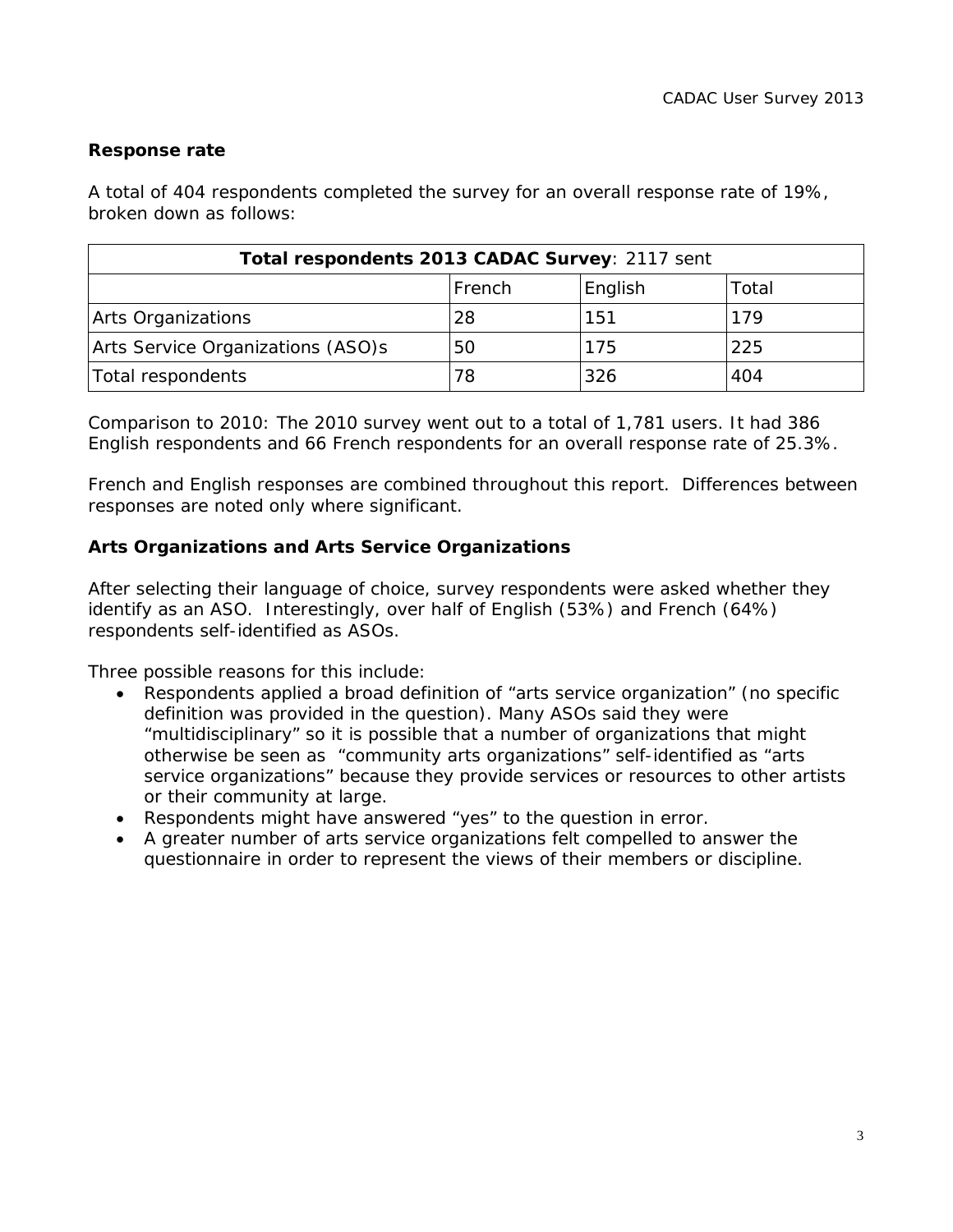**Response rate**

A total of 404 respondents completed the survey for an overall response rate of 19%, broken down as follows:

| **Total respondents 2013 CADAC Survey**: 2117 sent | | | |
|---|---|---|---|
| | French | English | Total |
| Arts Organizations | 28 | 151 | 179 |
| Arts Service Organizations (ASO)s | 50 | 175 | 225 |
| Total respondents | 78 | 326 | 404 |

Comparison to 2010: The 2010 survey went out to a total of 1,781 users. It had 386 English respondents and 66 French respondents for an overall response rate of 25.3%.

French and English responses are combined throughout this report. Differences between responses are noted only where significant.

**Arts Organizations and Arts Service Organizations**

After selecting their language of choice, survey respondents were asked whether they identify as an ASO. Interestingly, over half of English (53%) and French (64%) respondents self-identified as ASOs.

Three possible reasons for this include:

- Respondents applied a broad definition of "arts service organization" (no specific definition was provided in the question). Many ASOs said they were "multidisciplinary" so it is possible that a number of organizations that might otherwise be seen as "community arts organizations" self-identified as "arts service organizations" because they provide services or resources to other artists or their community at large.
- Respondents might have answered "yes" to the question in error.
- A greater number of arts service organizations felt compelled to answer the questionnaire in order to represent the views of their members or discipline.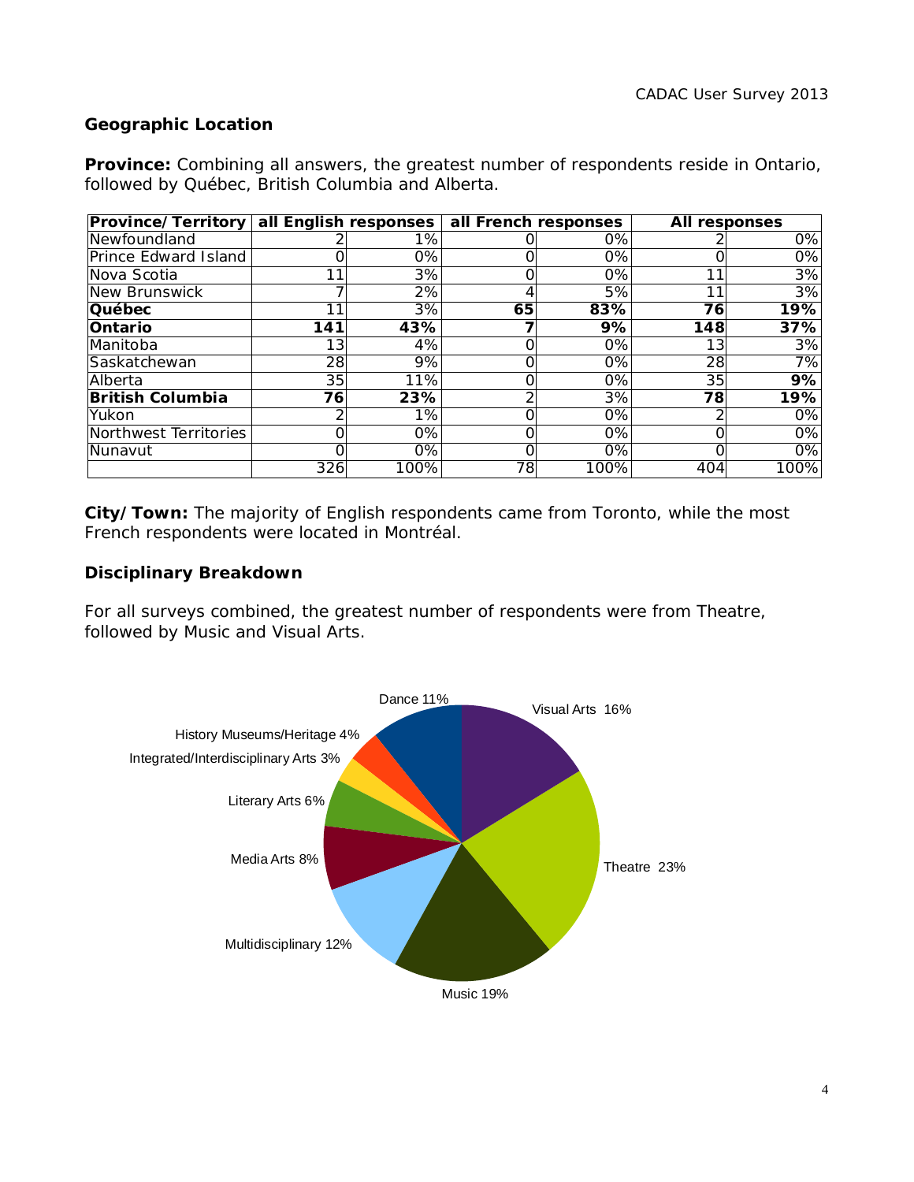## Geographic Location

**Province:** Combining all answers, the greatest number of respondents reside in Ontario, followed by Québec, British Columbia and Alberta.

| Province/Territory | all English responses | | all French responses | | All responses | |
|---|---|---|---|---|---|---|
| Newfoundland | 2 | 1% | 0 | 0% | 2 | 0% |
| Prince Edward Island | 0 | 0% | 0 | 0% | 0 | 0% |
| Nova Scotia | 11 | 3% | 0 | 0% | 11 | 3% |
| New Brunswick | 7 | 2% | 4 | 5% | 11 | 3% |
| **Québec** | 11 | 3% | **65** | **83%** | **76** | **19%** |
| **Ontario** | **141** | **43%** | **7** | **9%** | **148** | **37%** |
| Manitoba | 13 | 4% | 0 | 0% | 13 | 3% |
| Saskatchewan | 28 | 9% | 0 | 0% | 28 | 7% |
| Alberta | 35 | 11% | 0 | 0% | 35 | **9%** |
| **British Columbia** | **76** | **23%** | 2 | 3% | **78** | **19%** |
| Yukon | 2 | 1% | 0 | 0% | 2 | 0% |
| Northwest Territories | 0 | 0% | 0 | 0% | 0 | 0% |
| Nunavut | 0 | 0% | 0 | 0% | 0 | 0% |
| | 326 | 100% | 78 | 100% | 404 | 100% |

**City/Town:** The majority of English respondents came from Toronto, while the most French respondents were located in Montréal.

## Disciplinary Breakdown

For all surveys combined, the greatest number of respondents were from Theatre, followed by Music and Visual Arts.

Dance 11%
Visual Arts 16%
History Museums/Heritage 4%
Integrated/Interdisciplinary Arts 3%
Literary Arts 6%
Media Arts 8%
Theatre 23%
Multidisciplinary 12%
Music 19%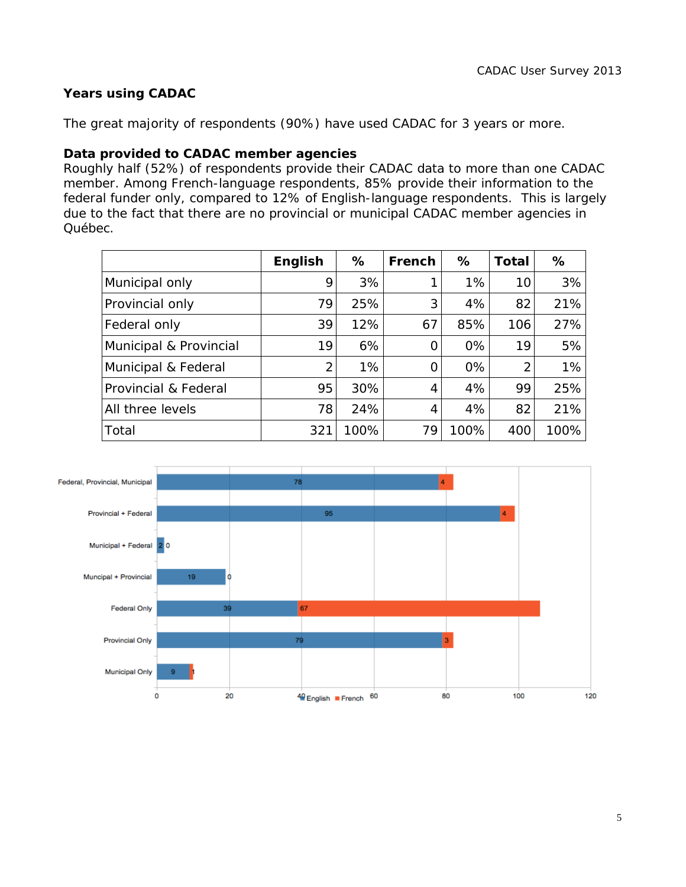## Years using CADAC

The great majority of respondents (90%) have used CADAC for 3 years or more.

### Data provided to CADAC member agencies

Roughly half (52%) of respondents provide their CADAC data to more than one CADAC member. Among French-language respondents, 85% provide their information to the federal funder only, compared to 12% of English-language respondents. This is largely due to the fact that there are no provincial or municipal CADAC member agencies in Québec.

| | English | % | French | % | Total | % |
|---|---|---|---|---|---|---|
| Municipal only | 9 | 3% | 1 | 1% | 10 | 3% |
| Provincial only | 79 | 25% | 3 | 4% | 82 | 21% |
| Federal only | 39 | 12% | 67 | 85% | 106 | 27% |
| Municipal & Provincial | 19 | 6% | 0 | 0% | 19 | 5% |
| Municipal & Federal | 2 | 1% | 0 | 0% | 2 | 1% |
| Provincial & Federal | 95 | 30% | 4 | 4% | 99 | 25% |
| All three levels | 78 | 24% | 4 | 4% | 82 | 21% |
| Total | 321 | 100% | 79 | 100% | 400 | 100% |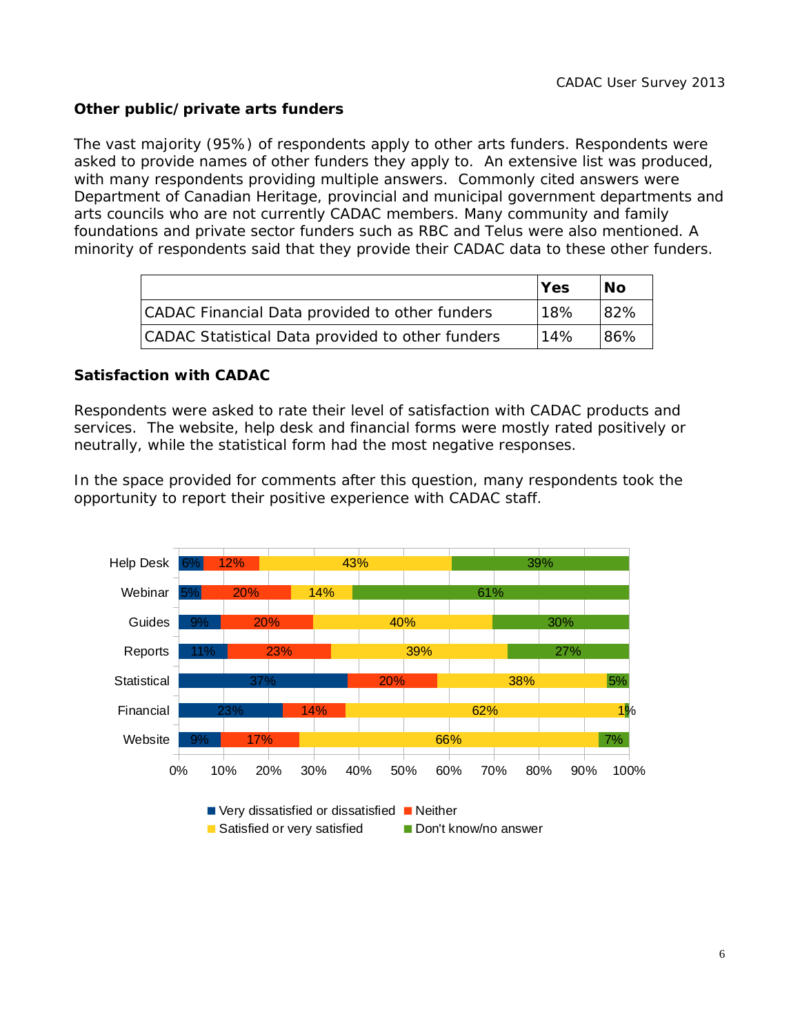## Other public/ private arts funders

The vast majority (95%) of respondents apply to other arts funders. Respondents were asked to provide names of other funders they apply to. An extensive list was produced, with many respondents providing multiple answers. Commonly cited answers were Department of Canadian Heritage, provincial and municipal government departments and arts councils who are not currently CADAC members. Many community and family foundations and private sector funders such as RBC and Telus were also mentioned. A minority of respondents said that they provide their CADAC data to these other funders.

| | Yes | No |
|---|---|---|
| CADAC Financial Data provided to other funders | 18% | 82% |
| CADAC Statistical Data provided to other funders | 14% | 86% |

## Satisfaction with CADAC

Respondents were asked to rate their level of satisfaction with CADAC products and services. The website, help desk and financial forms were mostly rated positively or neutrally, while the statistical form had the most negative responses.

In the space provided for comments after this question, many respondents took the opportunity to report their positive experience with CADAC staff.

| | Very dissatisfied or dissatisfied | Neither | Satisfied or very satisfied | Don't know/no answer |
|---|---|---|---|---|
| Help Desk | 6% | 12% | 43% | 39% |
| Webinar | 5% | 20% | 14% | 61% |
| Guides | 9% | 20% | 40% | 30% |
| Reports | 11% | 23% | 39% | 27% |
| Statistical | 37% | 20% | 38% | 5% |
| Financial | 23% | 14% | 62% | 1% |
| Website | 9% | 17% | 66% | 7% |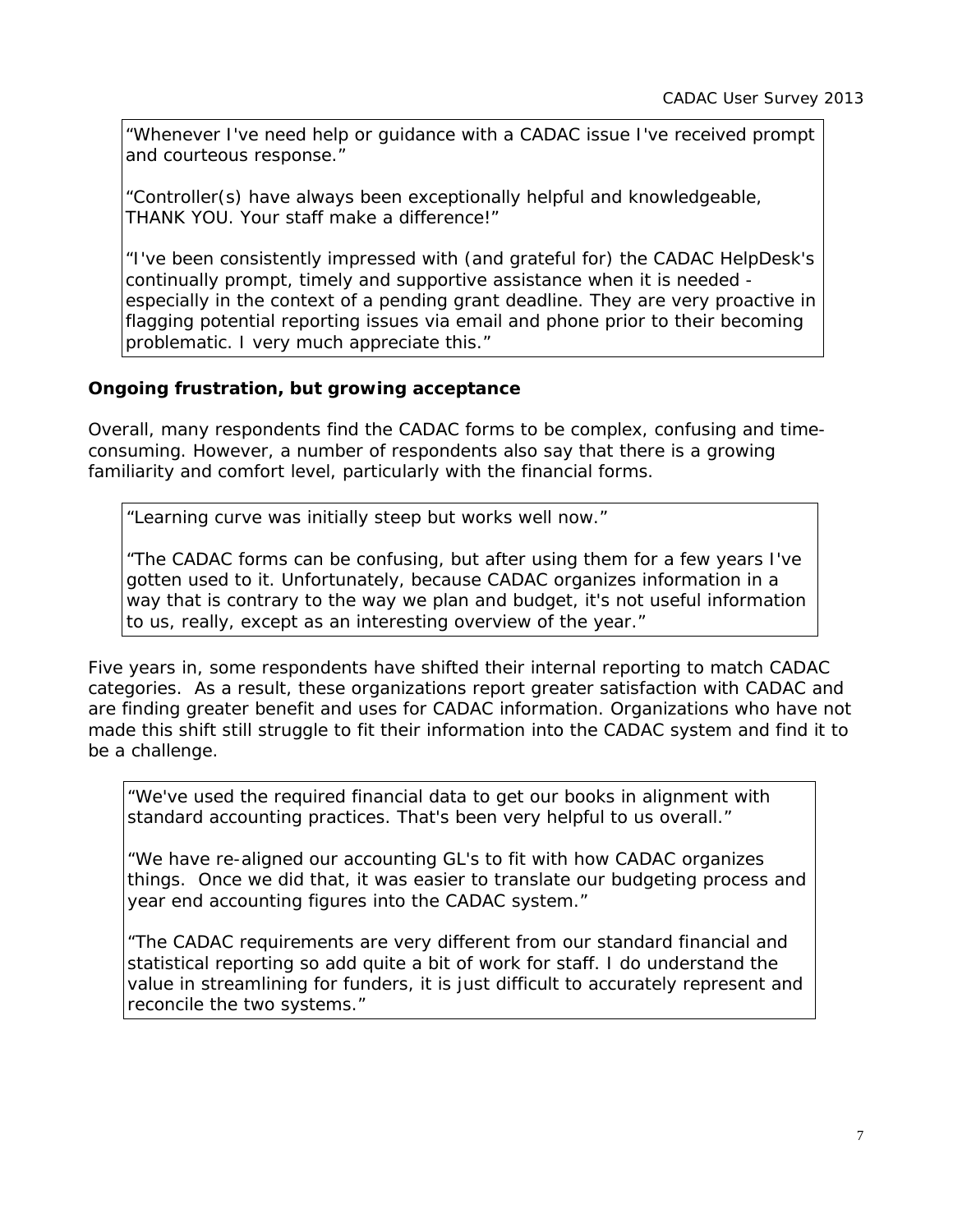"Whenever I've need help or guidance with a CADAC issue I've received prompt and courteous response."

"Controller(s) have always been exceptionally helpful and knowledgeable, THANK YOU. Your staff make a difference!"

"I've been consistently impressed with (and grateful for) the CADAC HelpDesk's continually prompt, timely and supportive assistance when it is needed - especially in the context of a pending grant deadline. They are very proactive in flagging potential reporting issues via email and phone prior to their becoming problematic. I very much appreciate this."

**Ongoing frustration, but growing acceptance**

Overall, many respondents find the CADAC forms to be complex, confusing and time-consuming. However, a number of respondents also say that there is a growing familiarity and comfort level, particularly with the financial forms.

"Learning curve was initially steep but works well now."

"The CADAC forms can be confusing, but after using them for a few years I've gotten used to it. Unfortunately, because CADAC organizes information in a way that is contrary to the way we plan and budget, it's not useful information to us, really, except as an interesting overview of the year."

Five years in, some respondents have shifted their internal reporting to match CADAC categories. As a result, these organizations report greater satisfaction with CADAC and are finding greater benefit and uses for CADAC information. Organizations who have not made this shift still struggle to fit their information into the CADAC system and find it to be a challenge.

"We've used the required financial data to get our books in alignment with standard accounting practices. That's been very helpful to us overall."

"We have re-aligned our accounting GL's to fit with how CADAC organizes things. Once we did that, it was easier to translate our budgeting process and year end accounting figures into the CADAC system."

"The CADAC requirements are very different from our standard financial and statistical reporting so add quite a bit of work for staff. I do understand the value in streamlining for funders, it is just difficult to accurately represent and reconcile the two systems."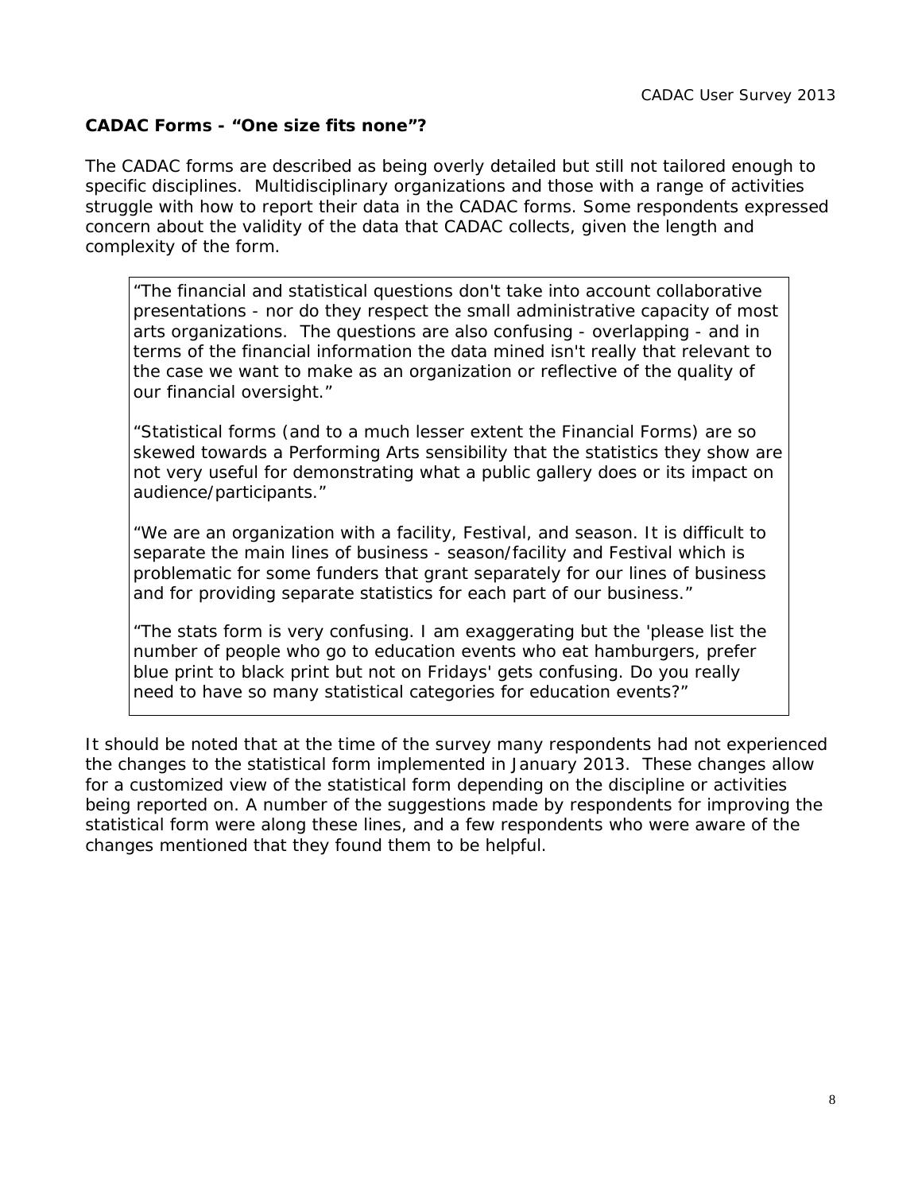### CADAC Forms - "One size fits none"?

The CADAC forms are described as being overly detailed but still not tailored enough to specific disciplines. Multidisciplinary organizations and those with a range of activities struggle with how to report their data in the CADAC forms. Some respondents expressed concern about the validity of the data that CADAC collects, given the length and complexity of the form.

> "The financial and statistical questions don't take into account collaborative presentations - nor do they respect the small administrative capacity of most arts organizations. The questions are also confusing - overlapping - and in terms of the financial information the data mined isn't really that relevant to the case we want to make as an organization or reflective of the quality of our financial oversight."
>
> "Statistical forms (and to a much lesser extent the Financial Forms) are so skewed towards a Performing Arts sensibility that the statistics they show are not very useful for demonstrating what a public gallery does or its impact on audience/participants."
>
> "We are an organization with a facility, Festival, and season. It is difficult to separate the main lines of business - season/facility and Festival which is problematic for some funders that grant separately for our lines of business and for providing separate statistics for each part of our business."
>
> "The stats form is very confusing. I am exaggerating but the 'please list the number of people who go to education events who eat hamburgers, prefer blue print to black print but not on Fridays' gets confusing. Do you really need to have so many statistical categories for education events?"

It should be noted that at the time of the survey many respondents had not experienced the changes to the statistical form implemented in January 2013. These changes allow for a customized view of the statistical form depending on the discipline or activities being reported on. A number of the suggestions made by respondents for improving the statistical form were along these lines, and a few respondents who were aware of the changes mentioned that they found them to be helpful.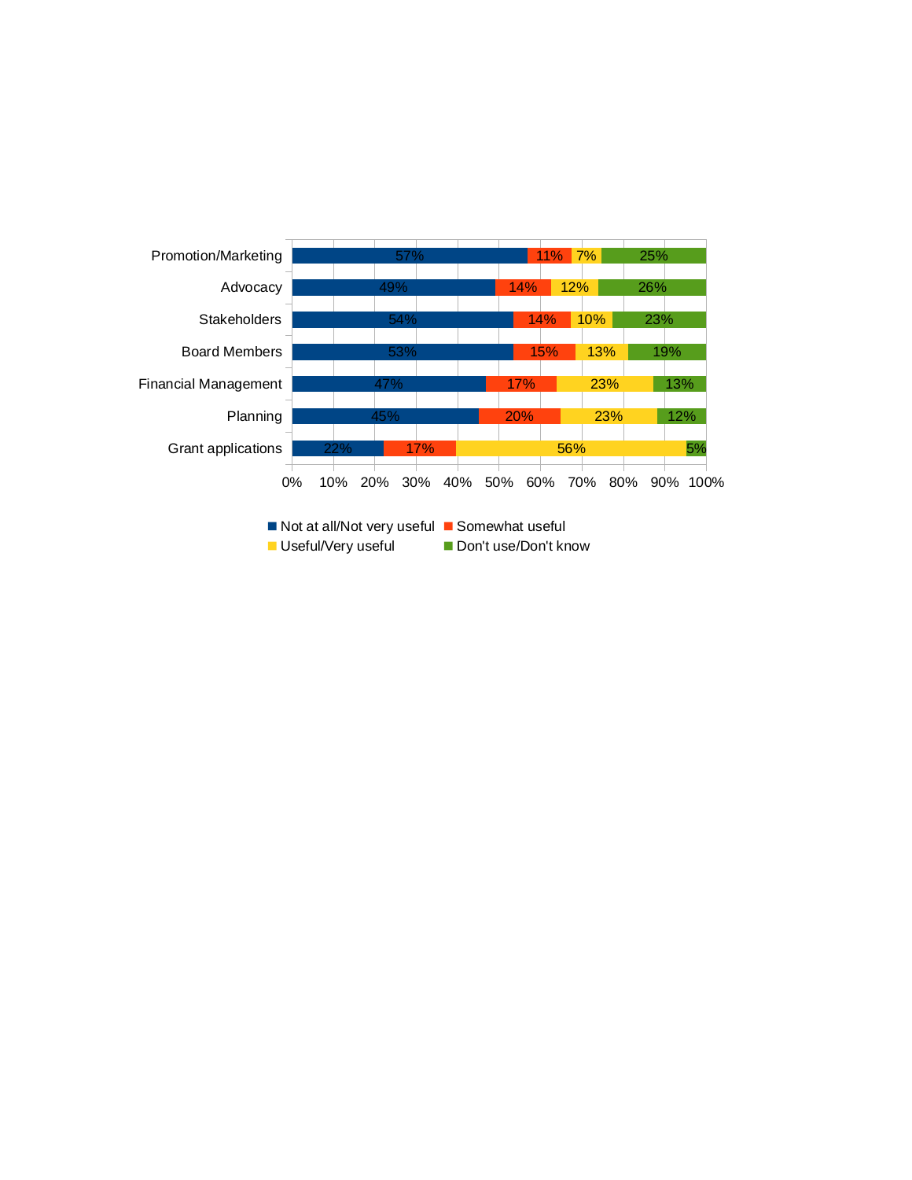| | Not at all/Not very useful | Somewhat useful | Useful/Very useful | Don't use/Don't know |
|---|---|---|---|---|
| Promotion/Marketing | 57% | 11% | 7% | 25% |
| Advocacy | 49% | 14% | 12% | 26% |
| Stakeholders | 54% | 14% | 10% | 23% |
| Board Members | 53% | 15% | 13% | 19% |
| Financial Management | 47% | 17% | 23% | 13% |
| Planning | 45% | 20% | 23% | 12% |
| Grant applications | 22% | 17% | 56% | 5% |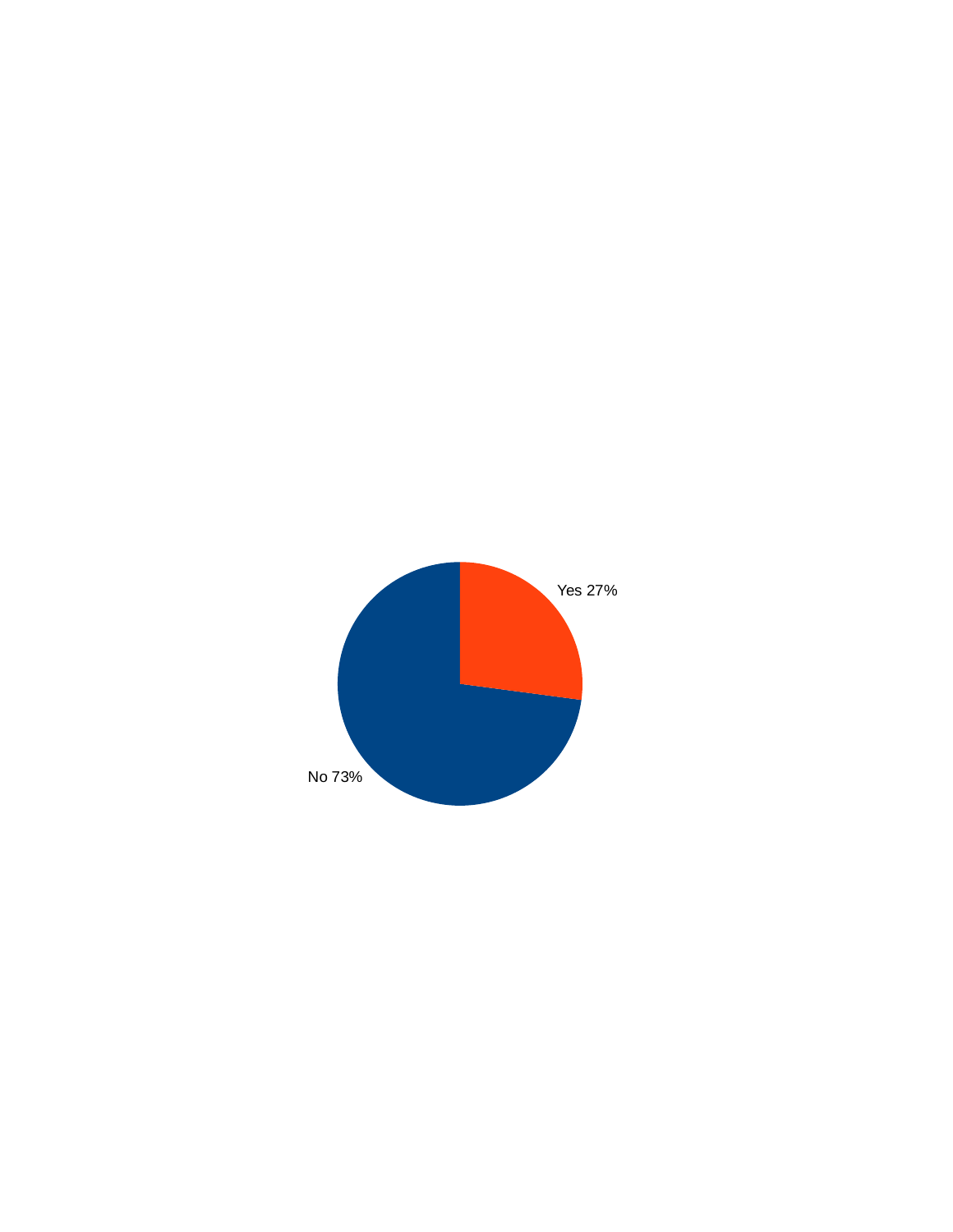Yes 27%

No 73%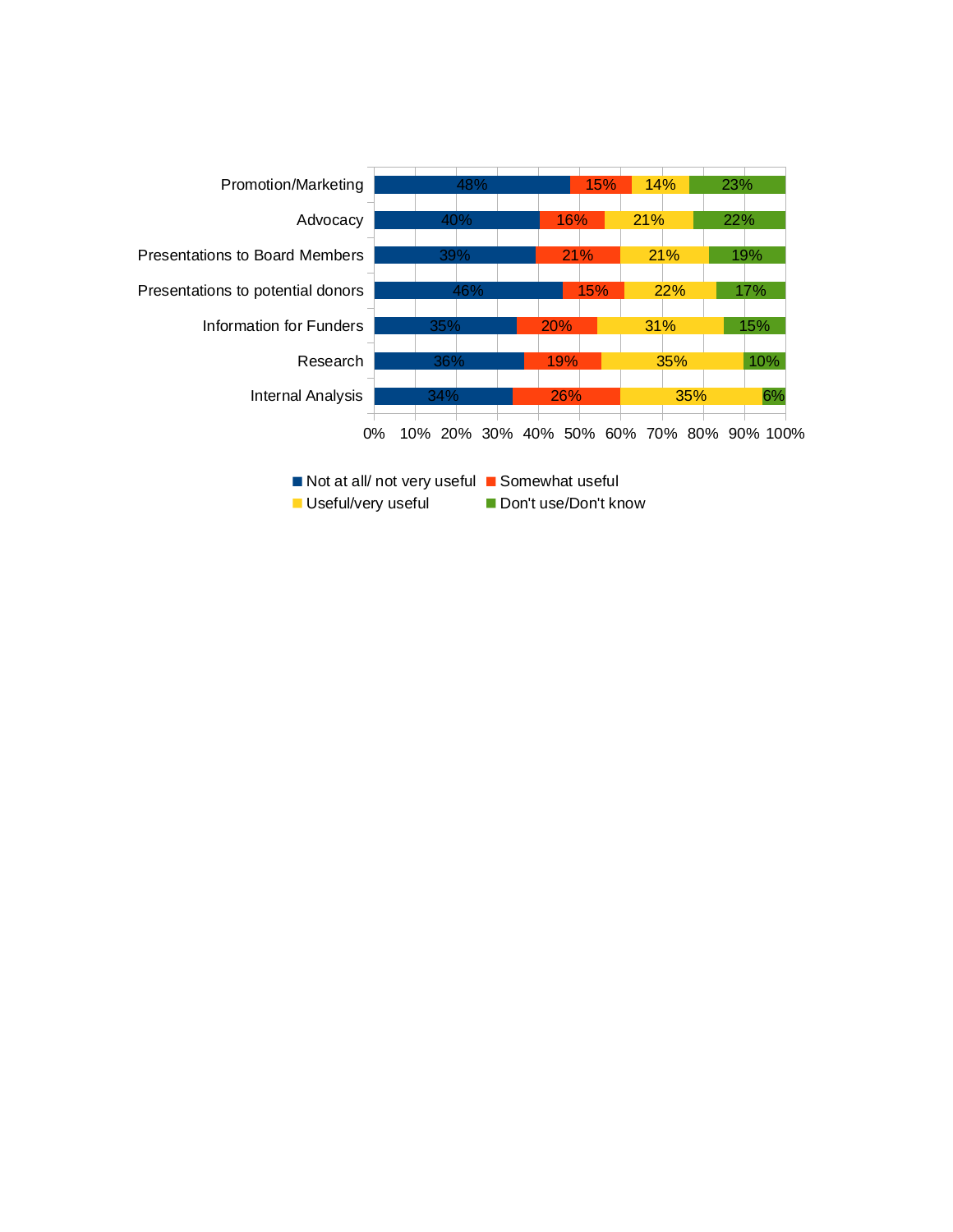| | Not at all/ not very useful | Somewhat useful | Useful/very useful | Don't use/Don't know |
|---|---|---|---|---|
| Promotion/Marketing | 48% | 15% | 14% | 23% |
| Advocacy | 40% | 16% | 21% | 22% |
| Presentations to Board Members | 39% | 21% | 21% | 19% |
| Presentations to potential donors | 46% | 15% | 22% | 17% |
| Information for Funders | 35% | 20% | 31% | 15% |
| Research | 36% | 19% | 35% | 10% |
| Internal Analysis | 34% | 26% | 35% | 6% |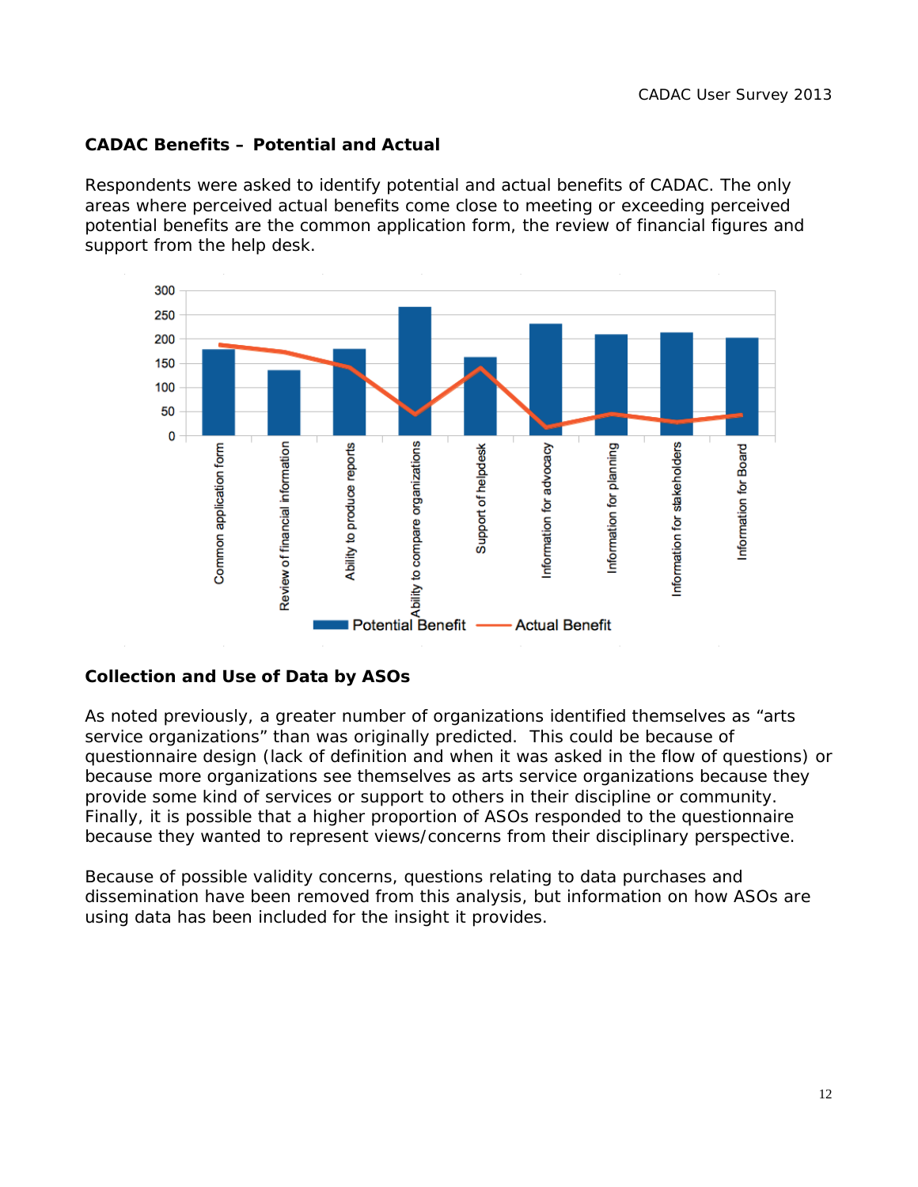## CADAC Benefits – Potential and Actual

Respondents were asked to identify potential and actual benefits of CADAC. The only areas where perceived actual benefits come close to meeting or exceeding perceived potential benefits are the common application form, the review of financial figures and support from the help desk.

## Collection and Use of Data by ASOs

As noted previously, a greater number of organizations identified themselves as "arts service organizations" than was originally predicted. This could be because of questionnaire design (lack of definition and when it was asked in the flow of questions) or because more organizations see themselves as arts service organizations because they provide some kind of services or support to others in their discipline or community. Finally, it is possible that a higher proportion of ASOs responded to the questionnaire because they wanted to represent views/concerns from their disciplinary perspective.

Because of possible validity concerns, questions relating to data purchases and dissemination have been removed from this analysis, but information on how ASOs are using data has been included for the insight it provides.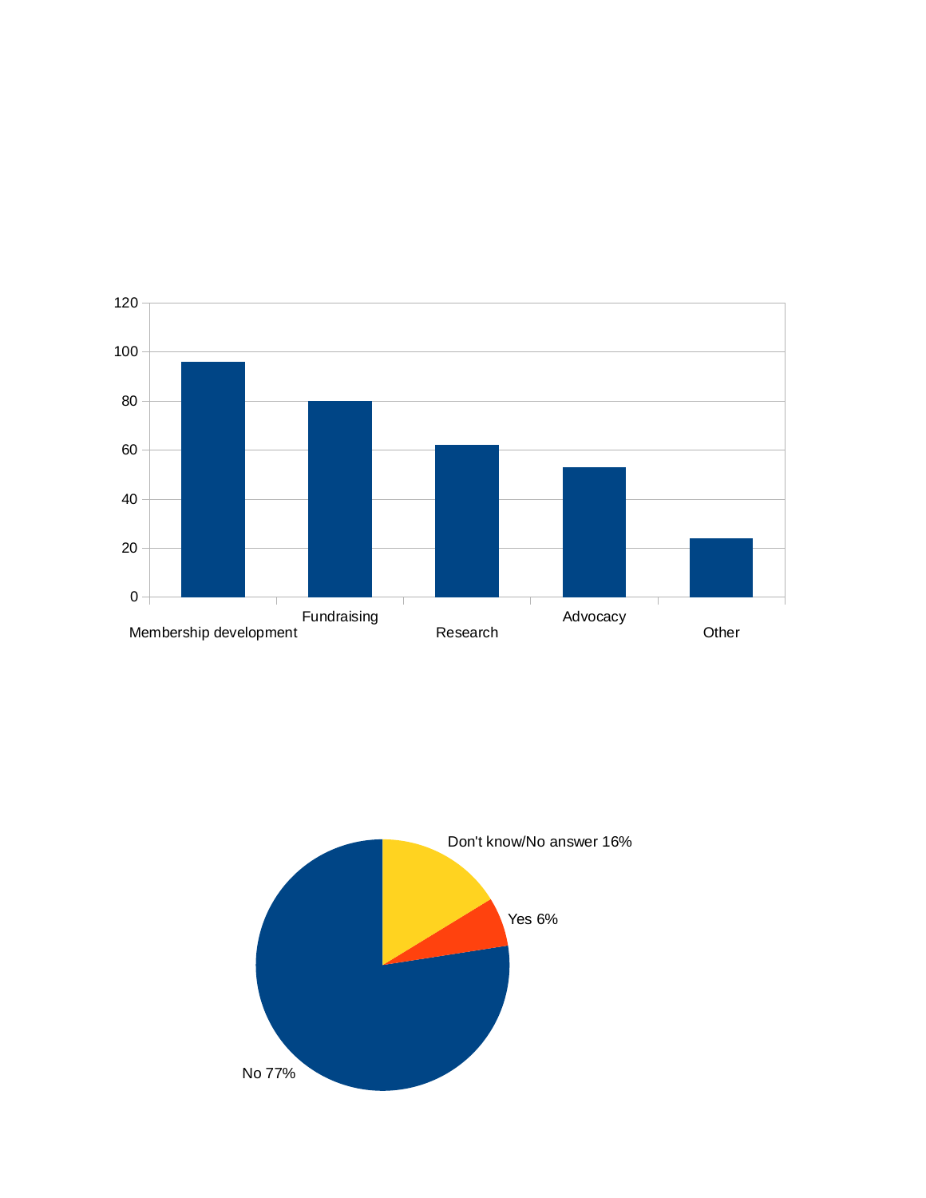| Category |
| --- |
| Membership development |
| Fundraising |
| Research |
| Advocacy |
| Other |

| Response | Share |
| --- | --- |
| Don't know/No answer | 16% |
| Yes | 6% |
| No | 77% |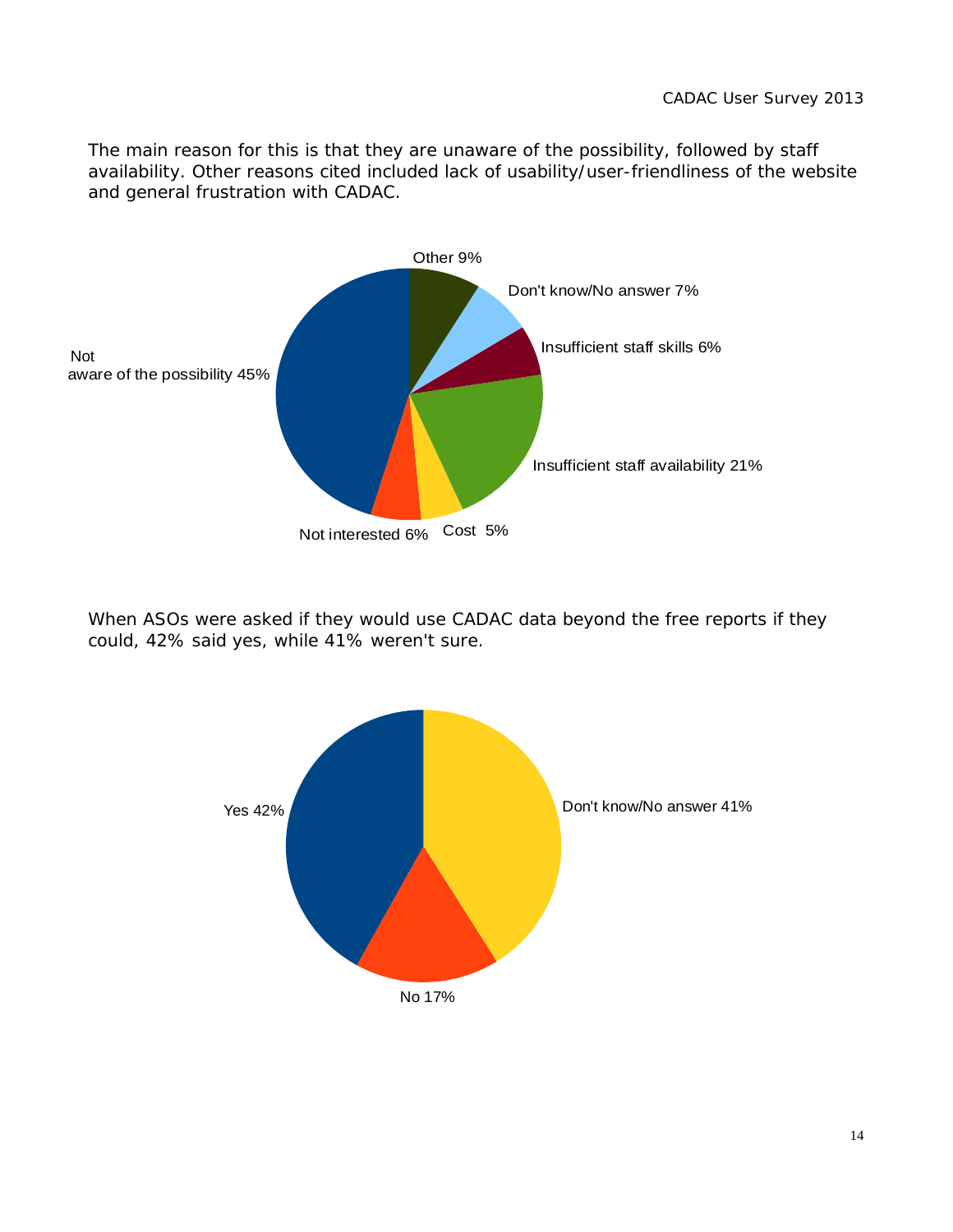The main reason for this is that they are unaware of the possibility, followed by staff availability. Other reasons cited included lack of usability/user-friendliness of the website and general frustration with CADAC.

Other 9%
Don't know/No answer 7%
Insufficient staff skills 6%
Insufficient staff availability 21%
Cost 5%
Not interested 6%
Not aware of the possibility 45%

When ASOs were asked if they would use CADAC data beyond the free reports if they could, 42% said yes, while 41% weren't sure.

Yes 42%
Don't know/No answer 41%
No 17%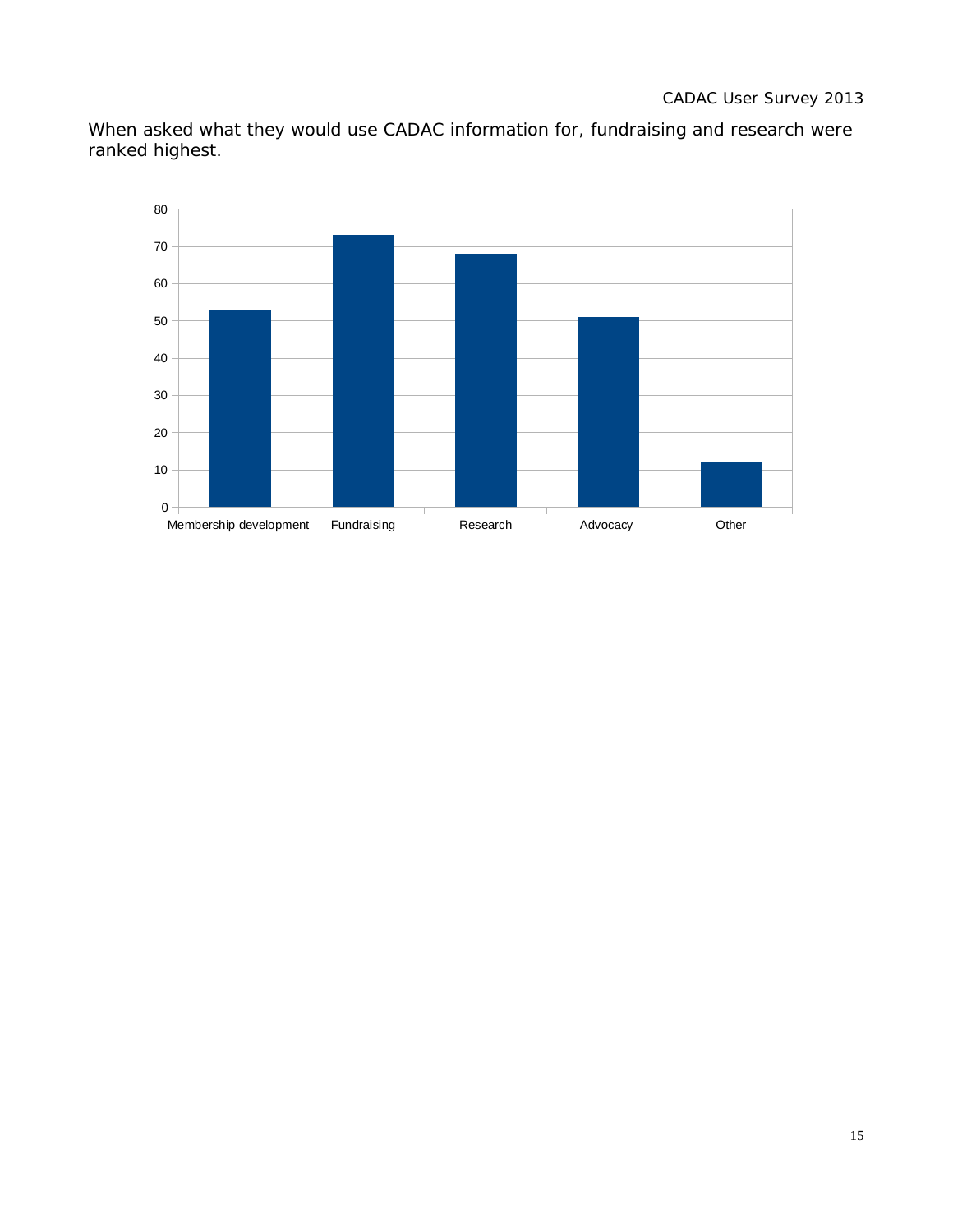When asked what they would use CADAC information for, fundraising and research were ranked highest.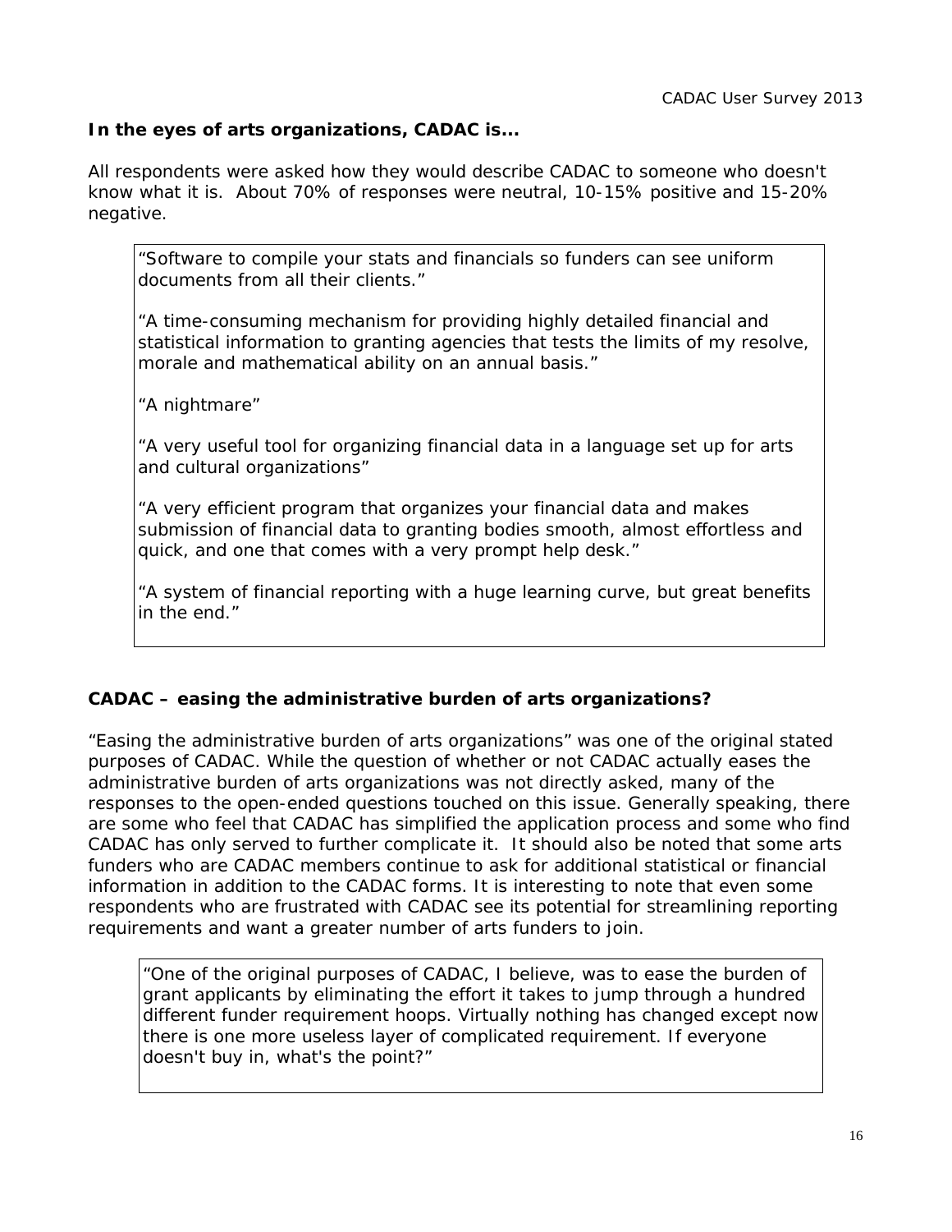**In the eyes of arts organizations, CADAC is...**

All respondents were asked how they would describe CADAC to someone who doesn't know what it is. About 70% of responses were neutral, 10-15% positive and 15-20% negative.

> "Software to compile your stats and financials so funders can see uniform documents from all their clients."
>
> "A time-consuming mechanism for providing highly detailed financial and statistical information to granting agencies that tests the limits of my resolve, morale and mathematical ability on an annual basis."
>
> "A nightmare"
>
> "A very useful tool for organizing financial data in a language set up for arts and cultural organizations"
>
> "A very efficient program that organizes your financial data and makes submission of financial data to granting bodies smooth, almost effortless and quick, and one that comes with a very prompt help desk."
>
> "A system of financial reporting with a huge learning curve, but great benefits in the end."

**CADAC – easing the administrative burden of arts organizations?**

"Easing the administrative burden of arts organizations" was one of the original stated purposes of CADAC. While the question of whether or not CADAC actually eases the administrative burden of arts organizations was not directly asked, many of the responses to the open-ended questions touched on this issue. Generally speaking, there are some who feel that CADAC has simplified the application process and some who find CADAC has only served to further complicate it. It should also be noted that some arts funders who are CADAC members continue to ask for additional statistical or financial information in addition to the CADAC forms. It is interesting to note that even some respondents who are frustrated with CADAC see its potential for streamlining reporting requirements and want a greater number of arts funders to join.

> "One of the original purposes of CADAC, I believe, was to ease the burden of grant applicants by eliminating the effort it takes to jump through a hundred different funder requirement hoops. Virtually nothing has changed except now there is one more useless layer of complicated requirement. If everyone doesn't buy in, what's the point?"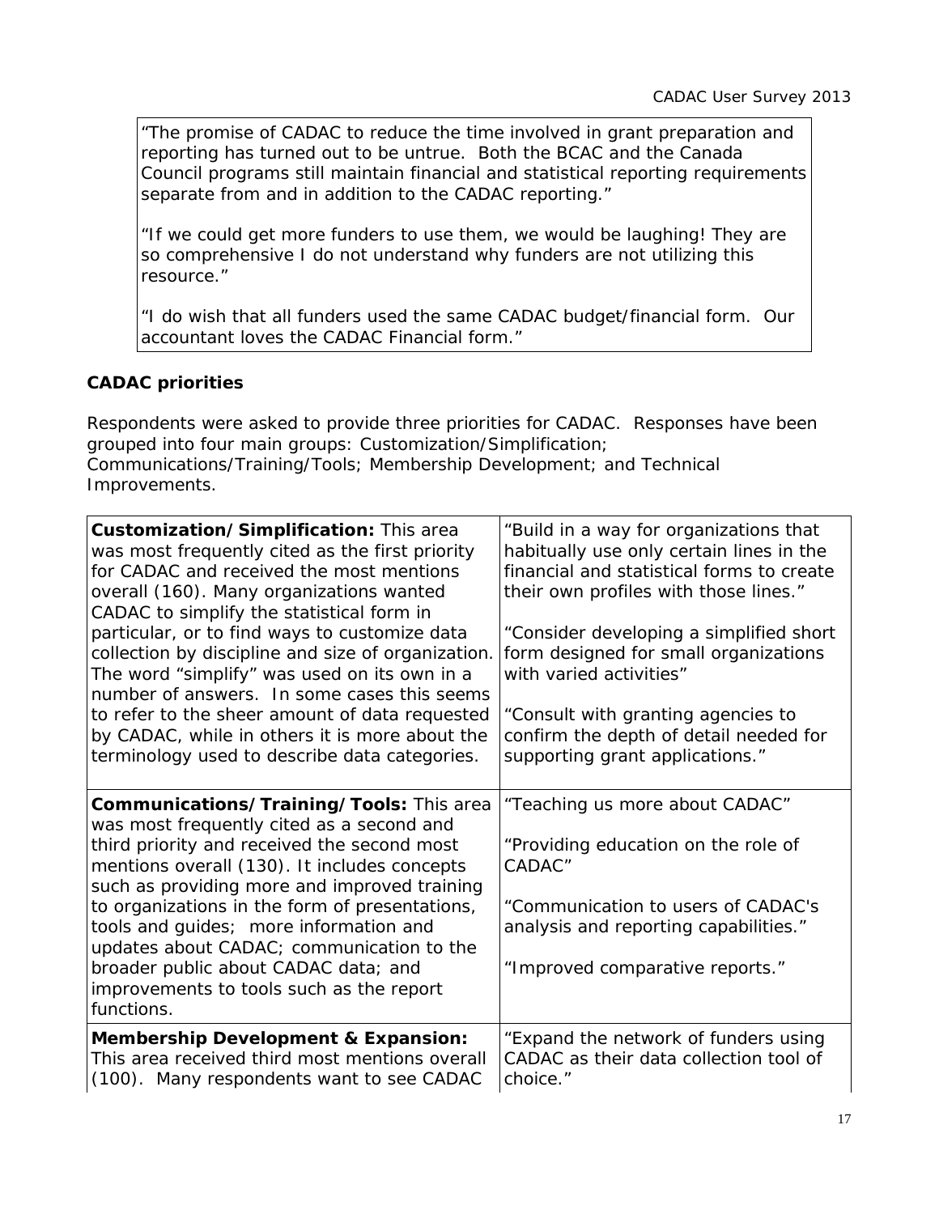> "The promise of CADAC to reduce the time involved in grant preparation and reporting has turned out to be untrue. Both the BCAC and the Canada Council programs still maintain financial and statistical reporting requirements separate from and in addition to the CADAC reporting."
>
> "If we could get more funders to use them, we would be laughing! They are so comprehensive I do not understand why funders are not utilizing this resource."
>
> "I do wish that all funders used the same CADAC budget/financial form. Our accountant loves the CADAC Financial form."

**CADAC priorities**

Respondents were asked to provide three priorities for CADAC. Responses have been grouped into four main groups: Customization/Simplification; Communications/Training/Tools; Membership Development; and Technical Improvements.

| | |
|---|---|
| **Customization/Simplification:** This area was most frequently cited as the first priority for CADAC and received the most mentions overall (160). Many organizations wanted CADAC to simplify the statistical form in particular, or to find ways to customize data collection by discipline and size of organization. The word "simplify" was used on its own in a number of answers. In some cases this seems to refer to the sheer amount of data requested by CADAC, while in others it is more about the terminology used to describe data categories. | "Build in a way for organizations that habitually use only certain lines in the financial and statistical forms to create their own profiles with those lines."<br><br>"Consider developing a simplified short form designed for small organizations with varied activities"<br><br>"Consult with granting agencies to confirm the depth of detail needed for supporting grant applications." |
| **Communications/Training/Tools:** This area was most frequently cited as a second and third priority and received the second most mentions overall (130). It includes concepts such as providing more and improved training to organizations in the form of presentations, tools and guides; more information and updates about CADAC; communication to the broader public about CADAC data; and improvements to tools such as the report functions. | "Teaching us more about CADAC"<br><br>"Providing education on the role of CADAC"<br><br>"Communication to users of CADAC's analysis and reporting capabilities."<br><br>"Improved comparative reports." |
| **Membership Development & Expansion:** This area received third most mentions overall (100). Many respondents want to see CADAC | "Expand the network of funders using CADAC as their data collection tool of choice." |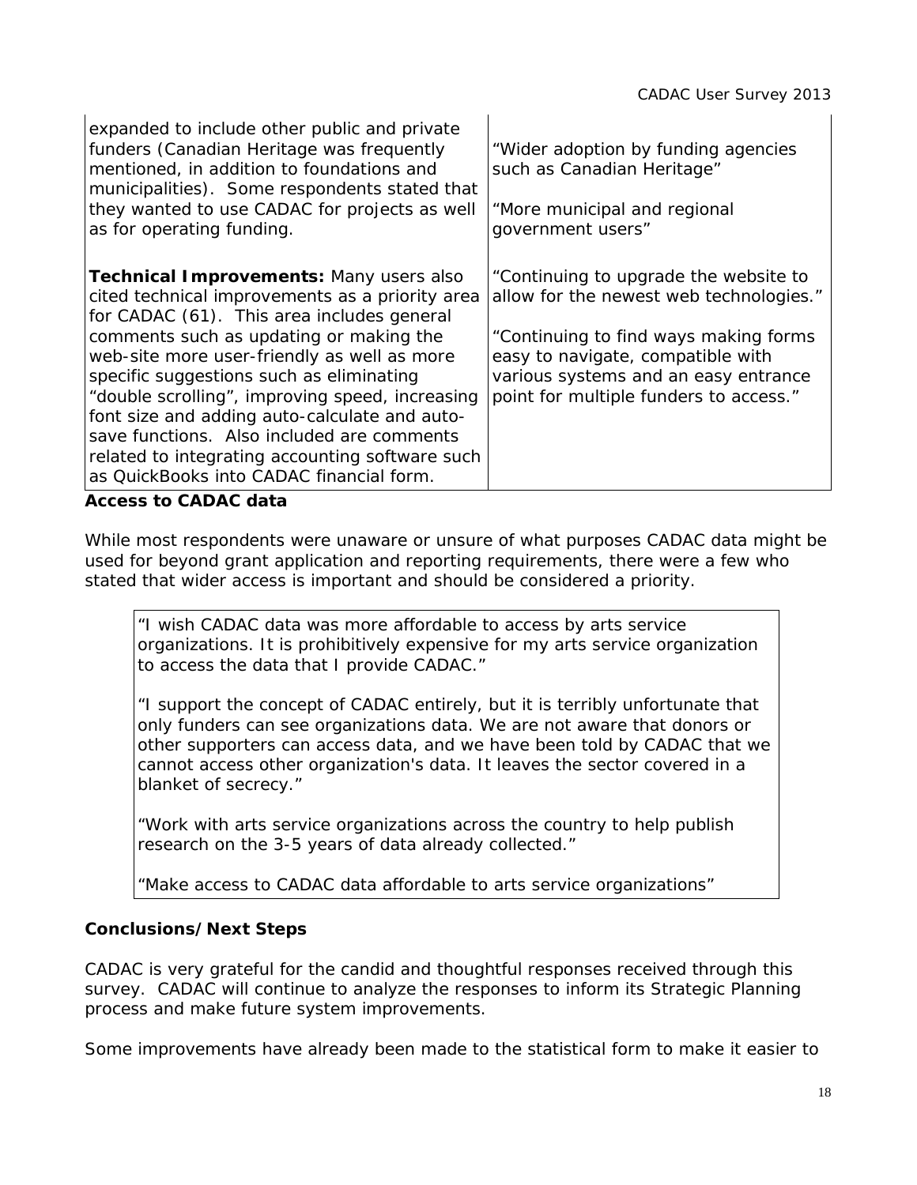| | |
|---|---|
| expanded to include other public and private funders (Canadian Heritage was frequently mentioned, in addition to foundations and municipalities). Some respondents stated that they wanted to use CADAC for projects as well as for operating funding. | "Wider adoption by funding agencies such as Canadian Heritage"<br><br>"More municipal and regional government users" |
| **Technical Improvements:** Many users also cited technical improvements as a priority area for CADAC (61). This area includes general comments such as updating or making the web-site more user-friendly as well as more specific suggestions such as eliminating "double scrolling", improving speed, increasing font size and adding auto-calculate and auto-save functions. Also included are comments related to integrating accounting software such as QuickBooks into CADAC financial form. | "Continuing to upgrade the website to allow for the newest web technologies."<br><br>"Continuing to find ways making forms easy to navigate, compatible with various systems and an easy entrance point for multiple funders to access." |

**Access to CADAC data**

While most respondents were unaware or unsure of what purposes CADAC data might be used for beyond grant application and reporting requirements, there were a few who stated that wider access is important and should be considered a priority.

> "I wish CADAC data was more affordable to access by arts service organizations. It is prohibitively expensive for my arts service organization to access the data that I provide CADAC."
>
> "I support the concept of CADAC entirely, but it is terribly unfortunate that only funders can see organizations data. We are not aware that donors or other supporters can access data, and we have been told by CADAC that we cannot access other organization's data. It leaves the sector covered in a blanket of secrecy."
>
> "Work with arts service organizations across the country to help publish research on the 3-5 years of data already collected."
>
> "Make access to CADAC data affordable to arts service organizations"

**Conclusions/Next Steps**

CADAC is very grateful for the candid and thoughtful responses received through this survey. CADAC will continue to analyze the responses to inform its Strategic Planning process and make future system improvements.

Some improvements have already been made to the statistical form to make it easier to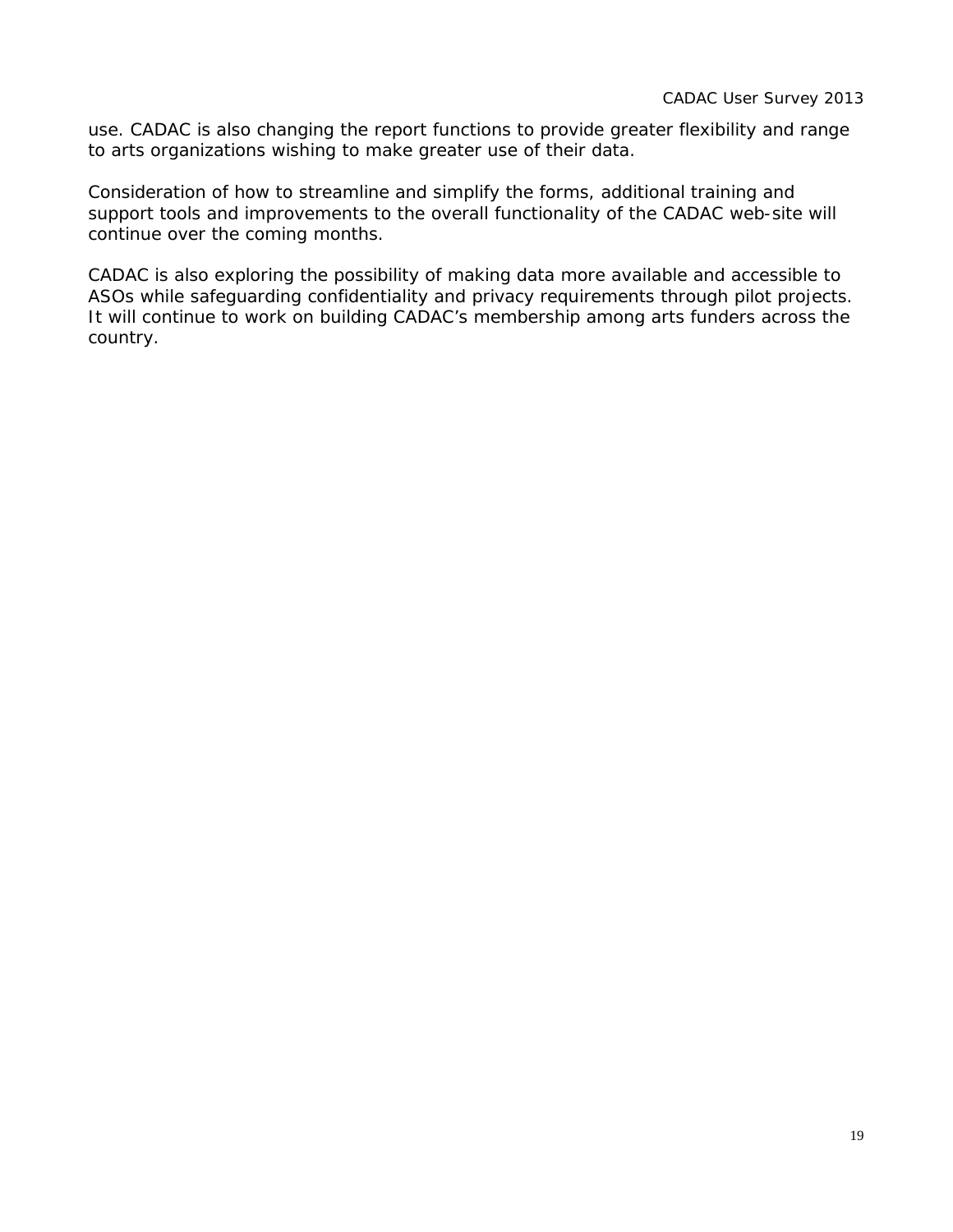use. CADAC is also changing the report functions to provide greater flexibility and range to arts organizations wishing to make greater use of their data.

Consideration of how to streamline and simplify the forms, additional training and support tools and improvements to the overall functionality of the CADAC web-site will continue over the coming months.

CADAC is also exploring the possibility of making data more available and accessible to ASOs while safeguarding confidentiality and privacy requirements through pilot projects. It will continue to work on building CADAC's membership among arts funders across the country.